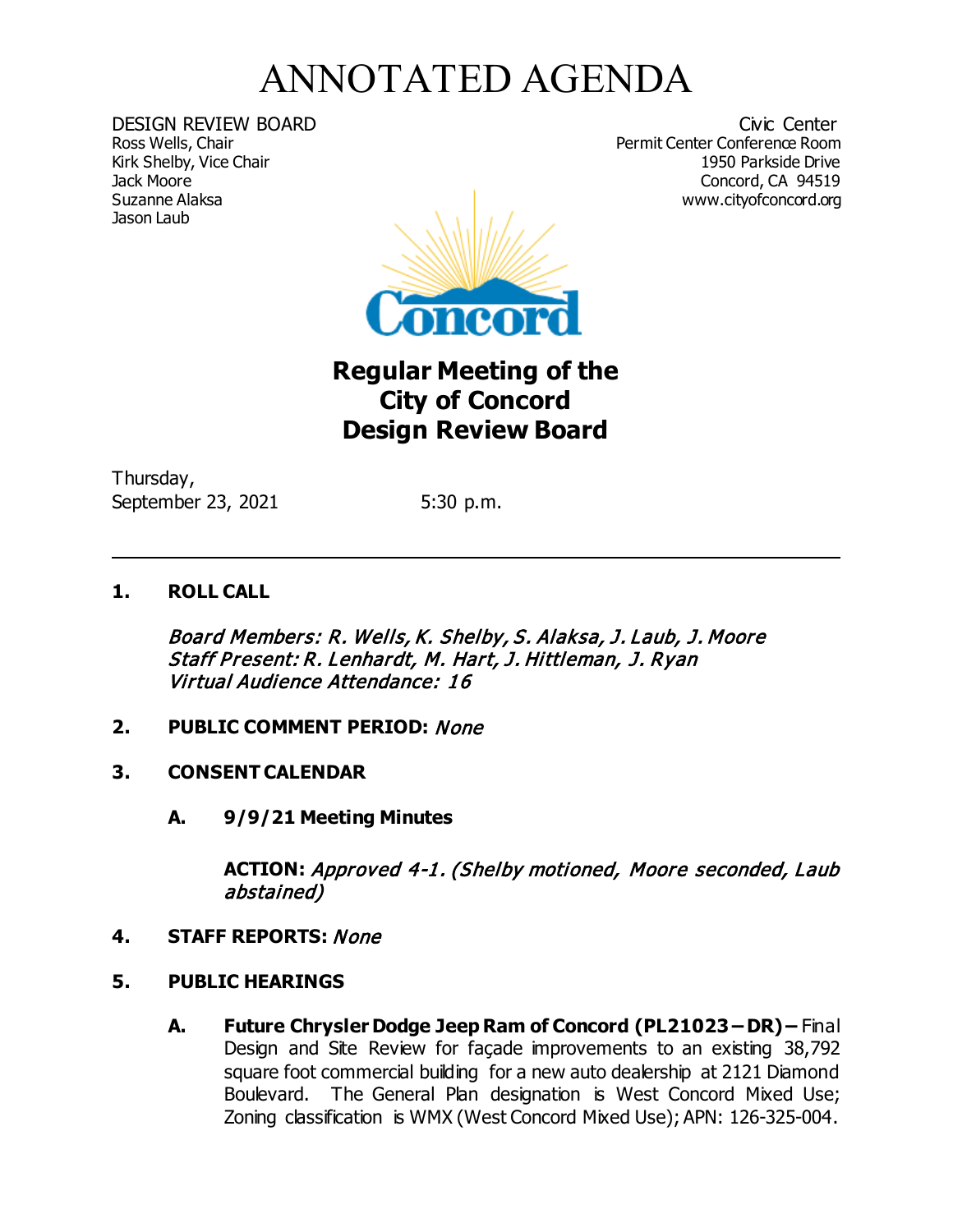# ANNOTATED AGENDA

DESIGN REVIEW BOARD
Ross Wells, Chair
Kirk Shelby, Vice Chair
Jack Moore
Suzanne Alaksa
Jason Laub

Civic Center
Permit Center Conference Room
1950 Parkside Drive
Concord, CA 94519
www.cityofconcord.org

## Regular Meeting of the City of Concord Design Review Board

Thursday,
September 23, 2021 5:30 p.m.

---

**1. ROLL CALL**

*Board Members: R. Wells, K. Shelby, S. Alaksa, J. Laub, J. Moore*
*Staff Present: R. Lenhardt, M. Hart, J. Hittleman, J. Ryan*
*Virtual Audience Attendance: 16*

**2. PUBLIC COMMENT PERIOD:** *None*

**3. CONSENT CALENDAR**

**A. 9/9/21 Meeting Minutes**

**ACTION:** *Approved 4-1. (Shelby motioned, Moore seconded, Laub abstained)*

**4. STAFF REPORTS:** *None*

**5. PUBLIC HEARINGS**

**A. Future Chrysler Dodge Jeep Ram of Concord (PL21023 – DR) –** Final Design and Site Review for façade improvements to an existing 38,792 square foot commercial building for a new auto dealership at 2121 Diamond Boulevard. The General Plan designation is West Concord Mixed Use; Zoning classification is WMX (West Concord Mixed Use); APN: 126-325-004.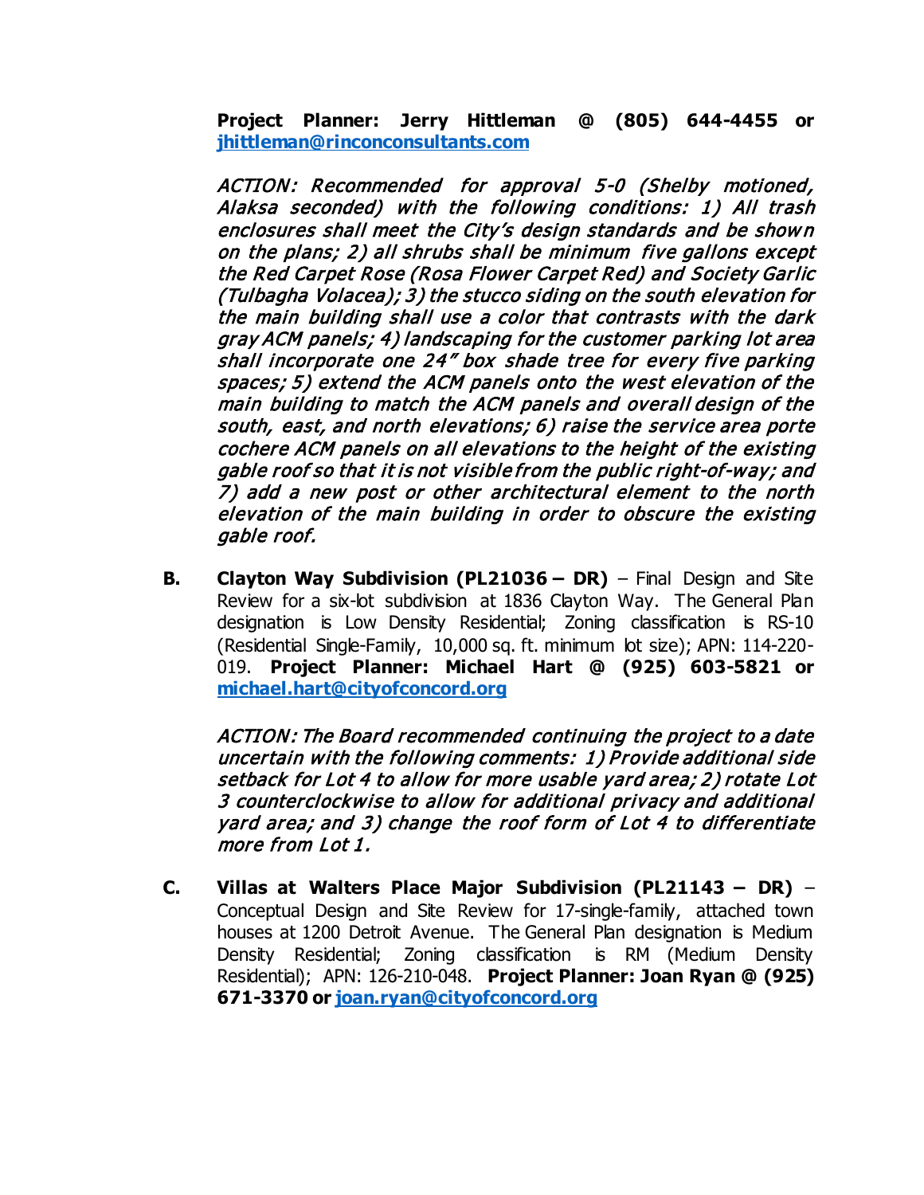**Project Planner: Jerry Hittleman @ (805) 644-4455 or [jhittleman@rinconconsultants.com](mailto:jhittleman@rinconconsultants.com)**

*ACTION: Recommended for approval 5-0 (Shelby motioned, Alaksa seconded) with the following conditions: 1) All trash enclosures shall meet the City's design standards and be shown on the plans; 2) all shrubs shall be minimum five gallons except the Red Carpet Rose (Rosa Flower Carpet Red) and Society Garlic (Tulbagha Volacea); 3) the stucco siding on the south elevation for the main building shall use a color that contrasts with the dark gray ACM panels; 4) landscaping for the customer parking lot area shall incorporate one 24" box shade tree for every five parking spaces; 5) extend the ACM panels onto the west elevation of the main building to match the ACM panels and overall design of the south, east, and north elevations; 6) raise the service area porte cochere ACM panels on all elevations to the height of the existing gable roof so that it is not visible from the public right-of-way; and 7) add a new post or other architectural element to the north elevation of the main building in order to obscure the existing gable roof.*

**B. Clayton Way Subdivision (PL21036 – DR)** – Final Design and Site Review for a six-lot subdivision at 1836 Clayton Way. The General Plan designation is Low Density Residential; Zoning classification is RS-10 (Residential Single-Family, 10,000 sq. ft. minimum lot size); APN: 114-220-019. **Project Planner: Michael Hart @ (925) 603-5821 or [michael.hart@cityofconcord.org](mailto:michael.hart@cityofconcord.org)**

*ACTION: The Board recommended continuing the project to a date uncertain with the following comments: 1) Provide additional side setback for Lot 4 to allow for more usable yard area; 2) rotate Lot 3 counterclockwise to allow for additional privacy and additional yard area; and 3) change the roof form of Lot 4 to differentiate more from Lot 1.*

**C. Villas at Walters Place Major Subdivision (PL21143 – DR)** – Conceptual Design and Site Review for 17-single-family, attached town houses at 1200 Detroit Avenue. The General Plan designation is Medium Density Residential; Zoning classification is RM (Medium Density Residential); APN: 126-210-048. **Project Planner: Joan Ryan @ (925) 671-3370 or [joan.ryan@cityofconcord.org](mailto:joan.ryan@cityofconcord.org)**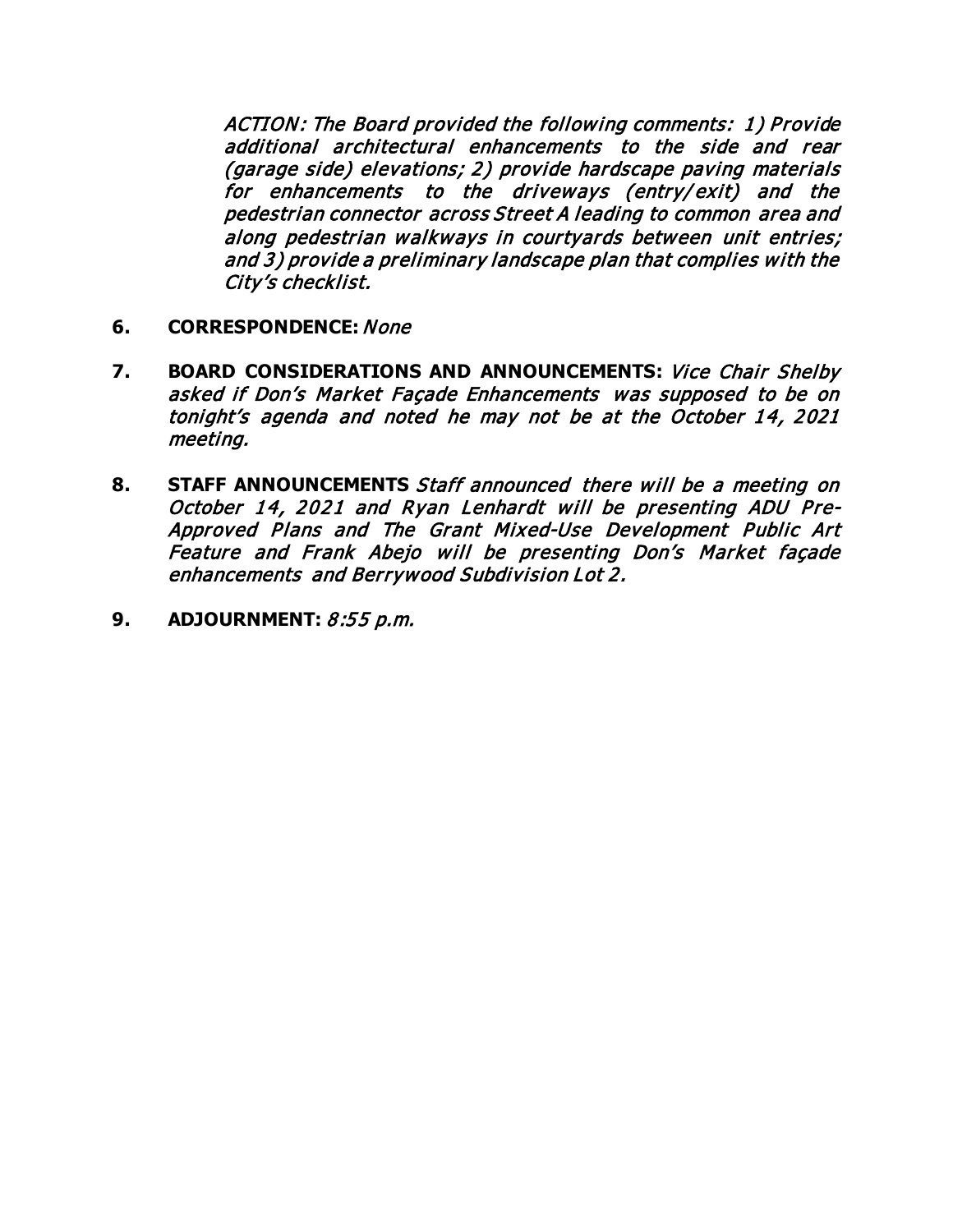*ACTION: The Board provided the following comments: 1) Provide additional architectural enhancements to the side and rear (garage side) elevations; 2) provide hardscape paving materials for enhancements to the driveways (entry/exit) and the pedestrian connector across Street A leading to common area and along pedestrian walkways in courtyards between unit entries; and 3) provide a preliminary landscape plan that complies with the City's checklist.*

6. **CORRESPONDENCE:** *None*

7. **BOARD CONSIDERATIONS AND ANNOUNCEMENTS:** *Vice Chair Shelby asked if Don's Market Façade Enhancements was supposed to be on tonight's agenda and noted he may not be at the October 14, 2021 meeting.*

8. **STAFF ANNOUNCEMENTS** *Staff announced there will be a meeting on October 14, 2021 and Ryan Lenhardt will be presenting ADU Pre-Approved Plans and The Grant Mixed-Use Development Public Art Feature and Frank Abejo will be presenting Don's Market façade enhancements and Berrywood Subdivision Lot 2.*

9. **ADJOURNMENT:** *8:55 p.m.*